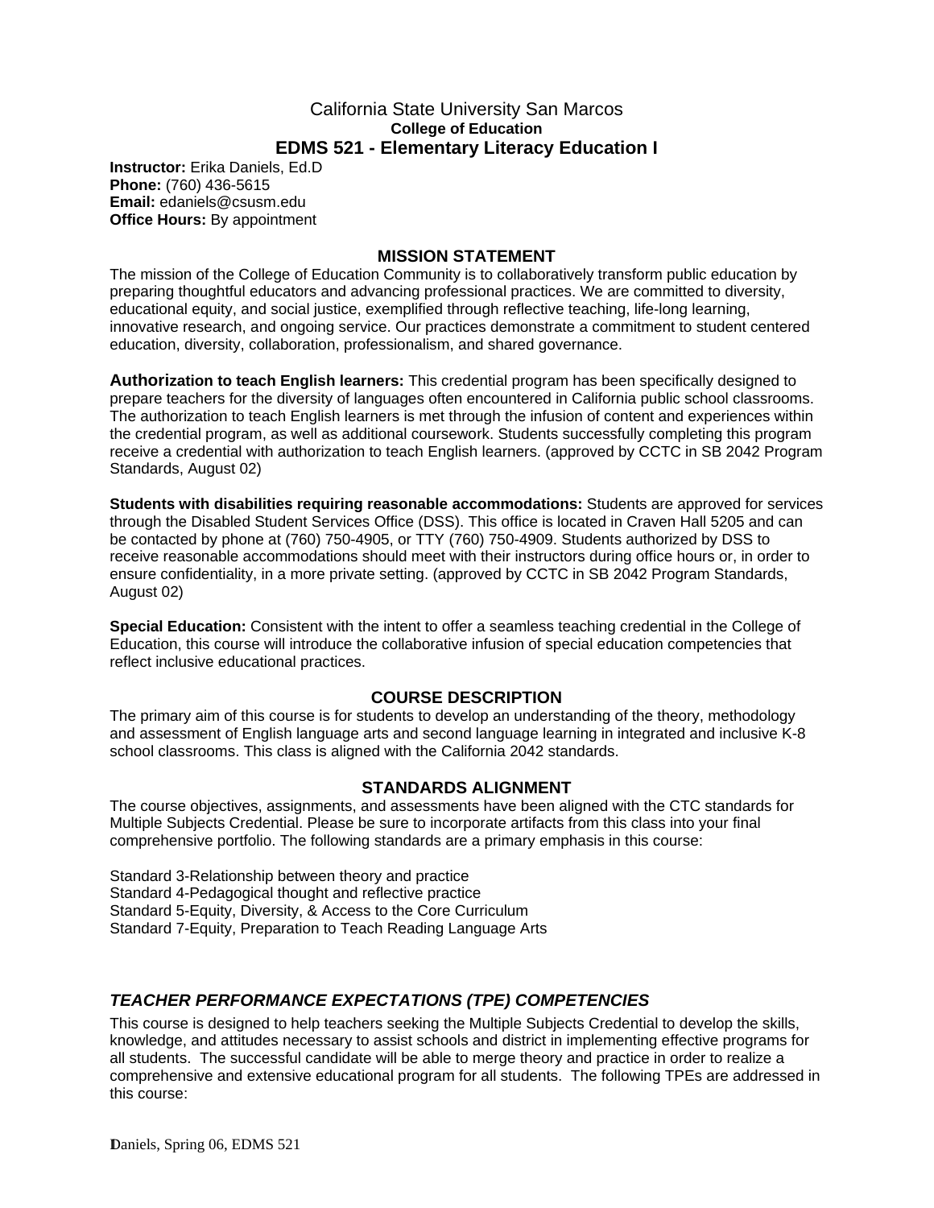# California State University San Marcos

## College of Education

## EDMS 521 - Elementary Literacy Education I

**Instructor:** Erika Daniels, Ed.D
**Phone:** (760) 436-5615
**Email:** edaniels@csusm.edu
**Office Hours:** By appointment

## MISSION STATEMENT

The mission of the College of Education Community is to collaboratively transform public education by preparing thoughtful educators and advancing professional practices. We are committed to diversity, educational equity, and social justice, exemplified through reflective teaching, life-long learning, innovative research, and ongoing service. Our practices demonstrate a commitment to student centered education, diversity, collaboration, professionalism, and shared governance.

**Authorization to teach English learners:** This credential program has been specifically designed to prepare teachers for the diversity of languages often encountered in California public school classrooms. The authorization to teach English learners is met through the infusion of content and experiences within the credential program, as well as additional coursework. Students successfully completing this program receive a credential with authorization to teach English learners. (approved by CCTC in SB 2042 Program Standards, August 02)

**Students with disabilities requiring reasonable accommodations:** Students are approved for services through the Disabled Student Services Office (DSS). This office is located in Craven Hall 5205 and can be contacted by phone at (760) 750-4905, or TTY (760) 750-4909. Students authorized by DSS to receive reasonable accommodations should meet with their instructors during office hours or, in order to ensure confidentiality, in a more private setting. (approved by CCTC in SB 2042 Program Standards, August 02)

**Special Education:** Consistent with the intent to offer a seamless teaching credential in the College of Education, this course will introduce the collaborative infusion of special education competencies that reflect inclusive educational practices.

## COURSE DESCRIPTION

The primary aim of this course is for students to develop an understanding of the theory, methodology and assessment of English language arts and second language learning in integrated and inclusive K-8 school classrooms. This class is aligned with the California 2042 standards.

## STANDARDS ALIGNMENT

The course objectives, assignments, and assessments have been aligned with the CTC standards for Multiple Subjects Credential. Please be sure to incorporate artifacts from this class into your final comprehensive portfolio. The following standards are a primary emphasis in this course:

Standard 3-Relationship between theory and practice
Standard 4-Pedagogical thought and reflective practice
Standard 5-Equity, Diversity, & Access to the Core Curriculum
Standard 7-Equity, Preparation to Teach Reading Language Arts

## *TEACHER PERFORMANCE EXPECTATIONS (TPE) COMPETENCIES*

This course is designed to help teachers seeking the Multiple Subjects Credential to develop the skills, knowledge, and attitudes necessary to assist schools and district in implementing effective programs for all students. The successful candidate will be able to merge theory and practice in order to realize a comprehensive and extensive educational program for all students. The following TPEs are addressed in this course: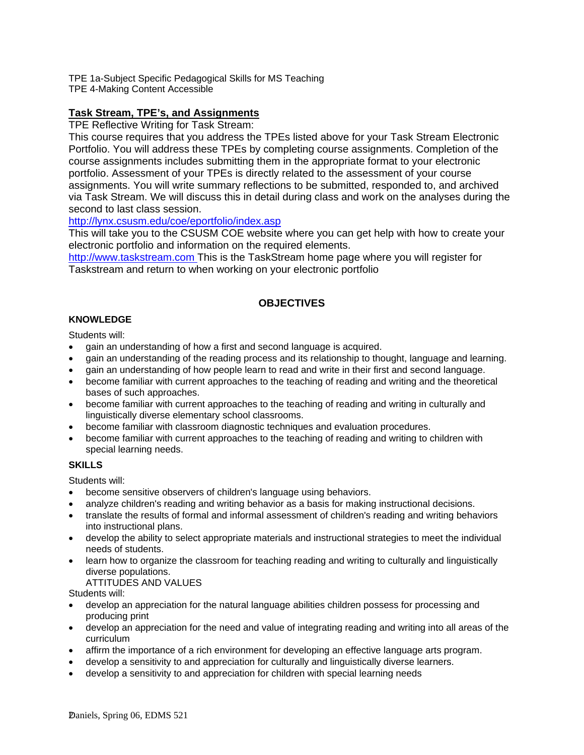TPE 1a-Subject Specific Pedagogical Skills for MS Teaching
TPE 4-Making Content Accessible

**Task Stream, TPE's, and Assignments**

TPE Reflective Writing for Task Stream:

This course requires that you address the TPEs listed above for your Task Stream Electronic Portfolio. You will address these TPEs by completing course assignments. Completion of the course assignments includes submitting them in the appropriate format to your electronic portfolio. Assessment of your TPEs is directly related to the assessment of your course assignments. You will write summary reflections to be submitted, responded to, and archived via Task Stream. We will discuss this in detail during class and work on the analyses during the second to last class session.

http://lynx.csusm.edu/coe/eportfolio/index.asp

This will take you to the CSUSM COE website where you can get help with how to create your electronic portfolio and information on the required elements.

http://www.taskstream.com This is the TaskStream home page where you will register for Taskstream and return to when working on your electronic portfolio

## OBJECTIVES

### KNOWLEDGE

Students will:

- gain an understanding of how a first and second language is acquired.
- gain an understanding of the reading process and its relationship to thought, language and learning.
- gain an understanding of how people learn to read and write in their first and second language.
- become familiar with current approaches to the teaching of reading and writing and the theoretical bases of such approaches.
- become familiar with current approaches to the teaching of reading and writing in culturally and linguistically diverse elementary school classrooms.
- become familiar with classroom diagnostic techniques and evaluation procedures.
- become familiar with current approaches to the teaching of reading and writing to children with special learning needs.

### SKILLS

Students will:

- become sensitive observers of children's language using behaviors.
- analyze children's reading and writing behavior as a basis for making instructional decisions.
- translate the results of formal and informal assessment of children's reading and writing behaviors into instructional plans.
- develop the ability to select appropriate materials and instructional strategies to meet the individual needs of students.
- learn how to organize the classroom for teaching reading and writing to culturally and linguistically diverse populations.

ATTITUDES AND VALUES

Students will:

- develop an appreciation for the natural language abilities children possess for processing and producing print
- develop an appreciation for the need and value of integrating reading and writing into all areas of the curriculum
- affirm the importance of a rich environment for developing an effective language arts program.
- develop a sensitivity to and appreciation for culturally and linguistically diverse learners.
- develop a sensitivity to and appreciation for children with special learning needs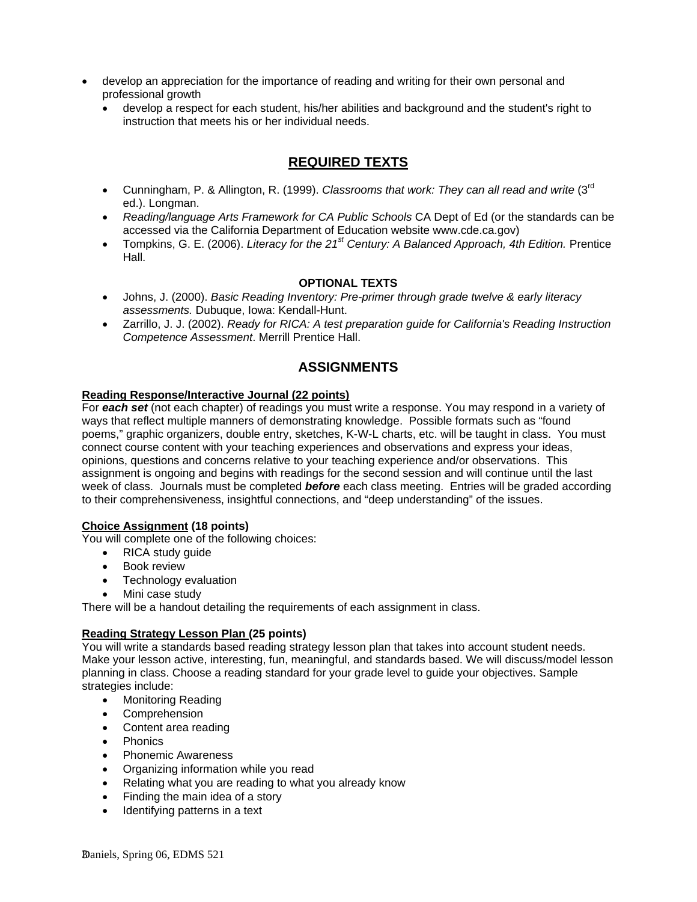- develop an appreciation for the importance of reading and writing for their own personal and professional growth
  - develop a respect for each student, his/her abilities and background and the student's right to instruction that meets his or her individual needs.

## REQUIRED TEXTS

- Cunningham, P. & Allington, R. (1999). *Classrooms that work: They can all read and write* (3rd ed.). Longman.
- *Reading/language Arts Framework for CA Public Schools* CA Dept of Ed (or the standards can be accessed via the California Department of Education website www.cde.ca.gov)
- Tompkins, G. E. (2006). *Literacy for the 21st Century: A Balanced Approach, 4th Edition.* Prentice Hall.

### OPTIONAL TEXTS

- Johns, J. (2000). *Basic Reading Inventory: Pre-primer through grade twelve & early literacy assessments.* Dubuque, Iowa: Kendall-Hunt.
- Zarrillo, J. J. (2002). *Ready for RICA: A test preparation guide for California's Reading Instruction Competence Assessment*. Merrill Prentice Hall.

## ASSIGNMENTS

**Reading Response/Interactive Journal (22 points)**

For ***each set*** (not each chapter) of readings you must write a response. You may respond in a variety of ways that reflect multiple manners of demonstrating knowledge. Possible formats such as "found poems," graphic organizers, double entry, sketches, K-W-L charts, etc. will be taught in class. You must connect course content with your teaching experiences and observations and express your ideas, opinions, questions and concerns relative to your teaching experience and/or observations. This assignment is ongoing and begins with readings for the second session and will continue until the last week of class. Journals must be completed ***before*** each class meeting. Entries will be graded according to their comprehensiveness, insightful connections, and "deep understanding" of the issues.

**Choice Assignment (18 points)**

You will complete one of the following choices:

- RICA study guide
- Book review
- Technology evaluation
- Mini case study

There will be a handout detailing the requirements of each assignment in class.

**Reading Strategy Lesson Plan (25 points)**

You will write a standards based reading strategy lesson plan that takes into account student needs. Make your lesson active, interesting, fun, meaningful, and standards based. We will discuss/model lesson planning in class. Choose a reading standard for your grade level to guide your objectives. Sample strategies include:

- Monitoring Reading
- Comprehension
- Content area reading
- Phonics
- Phonemic Awareness
- Organizing information while you read
- Relating what you are reading to what you already know
- Finding the main idea of a story
- Identifying patterns in a text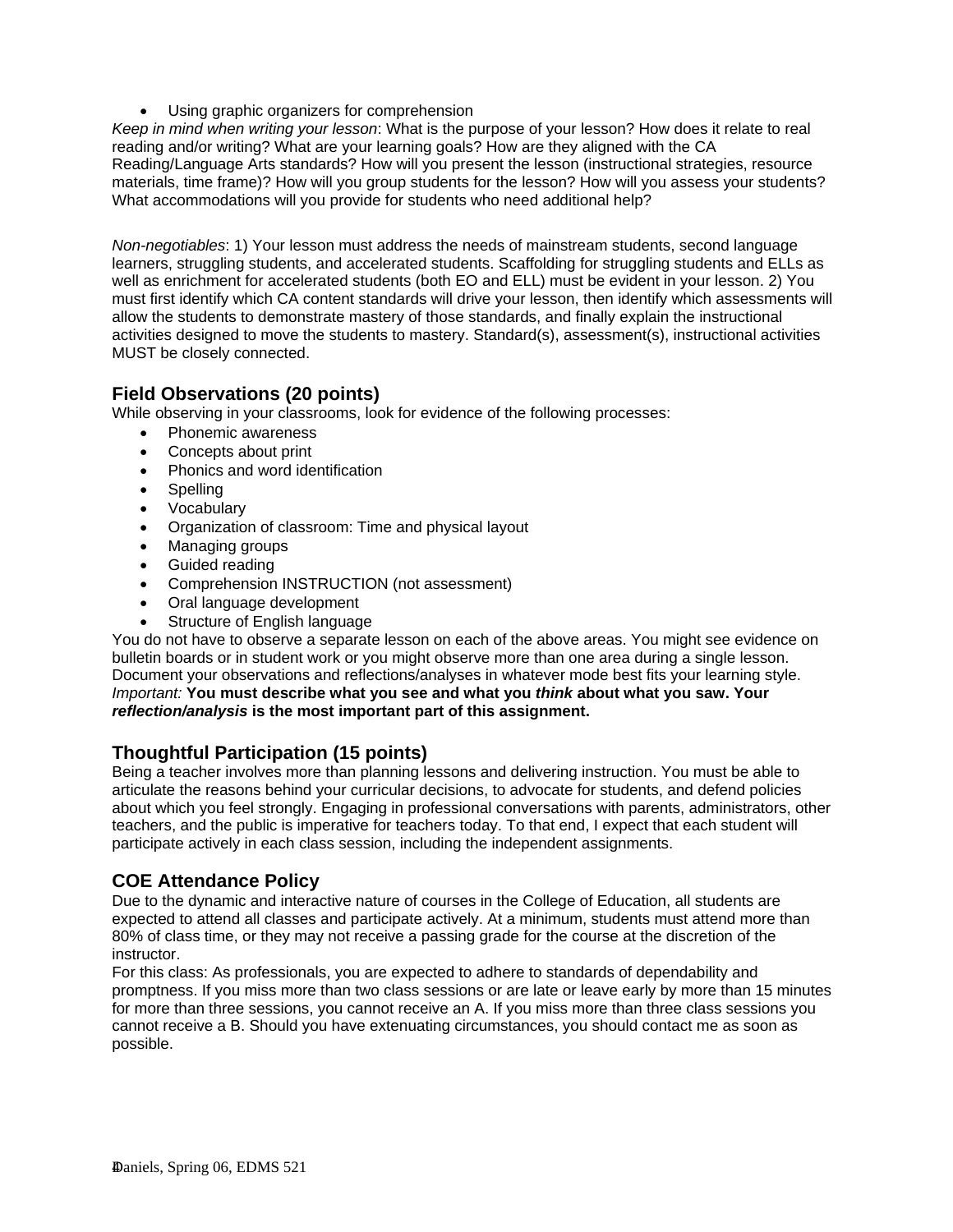- Using graphic organizers for comprehension

*Keep in mind when writing your lesson*: What is the purpose of your lesson? How does it relate to real reading and/or writing? What are your learning goals? How are they aligned with the CA Reading/Language Arts standards? How will you present the lesson (instructional strategies, resource materials, time frame)? How will you group students for the lesson? How will you assess your students? What accommodations will you provide for students who need additional help?

*Non-negotiables*: 1) Your lesson must address the needs of mainstream students, second language learners, struggling students, and accelerated students. Scaffolding for struggling students and ELLs as well as enrichment for accelerated students (both EO and ELL) must be evident in your lesson. 2) You must first identify which CA content standards will drive your lesson, then identify which assessments will allow the students to demonstrate mastery of those standards, and finally explain the instructional activities designed to move the students to mastery. Standard(s), assessment(s), instructional activities MUST be closely connected.

## Field Observations (20 points)

While observing in your classrooms, look for evidence of the following processes:

- Phonemic awareness
- Concepts about print
- Phonics and word identification
- Spelling
- Vocabulary
- Organization of classroom: Time and physical layout
- Managing groups
- Guided reading
- Comprehension INSTRUCTION (not assessment)
- Oral language development
- Structure of English language

You do not have to observe a separate lesson on each of the above areas. You might see evidence on bulletin boards or in student work or you might observe more than one area during a single lesson. Document your observations and reflections/analyses in whatever mode best fits your learning style. *Important:* **You must describe what you see and what you *think* about what you saw. Your *reflection/analysis* is the most important part of this assignment.**

## Thoughtful Participation (15 points)

Being a teacher involves more than planning lessons and delivering instruction. You must be able to articulate the reasons behind your curricular decisions, to advocate for students, and defend policies about which you feel strongly. Engaging in professional conversations with parents, administrators, other teachers, and the public is imperative for teachers today. To that end, I expect that each student will participate actively in each class session, including the independent assignments.

## COE Attendance Policy

Due to the dynamic and interactive nature of courses in the College of Education, all students are expected to attend all classes and participate actively. At a minimum, students must attend more than 80% of class time, or they may not receive a passing grade for the course at the discretion of the instructor.

For this class: As professionals, you are expected to adhere to standards of dependability and promptness. If you miss more than two class sessions or are late or leave early by more than 15 minutes for more than three sessions, you cannot receive an A. If you miss more than three class sessions you cannot receive a B. Should you have extenuating circumstances, you should contact me as soon as possible.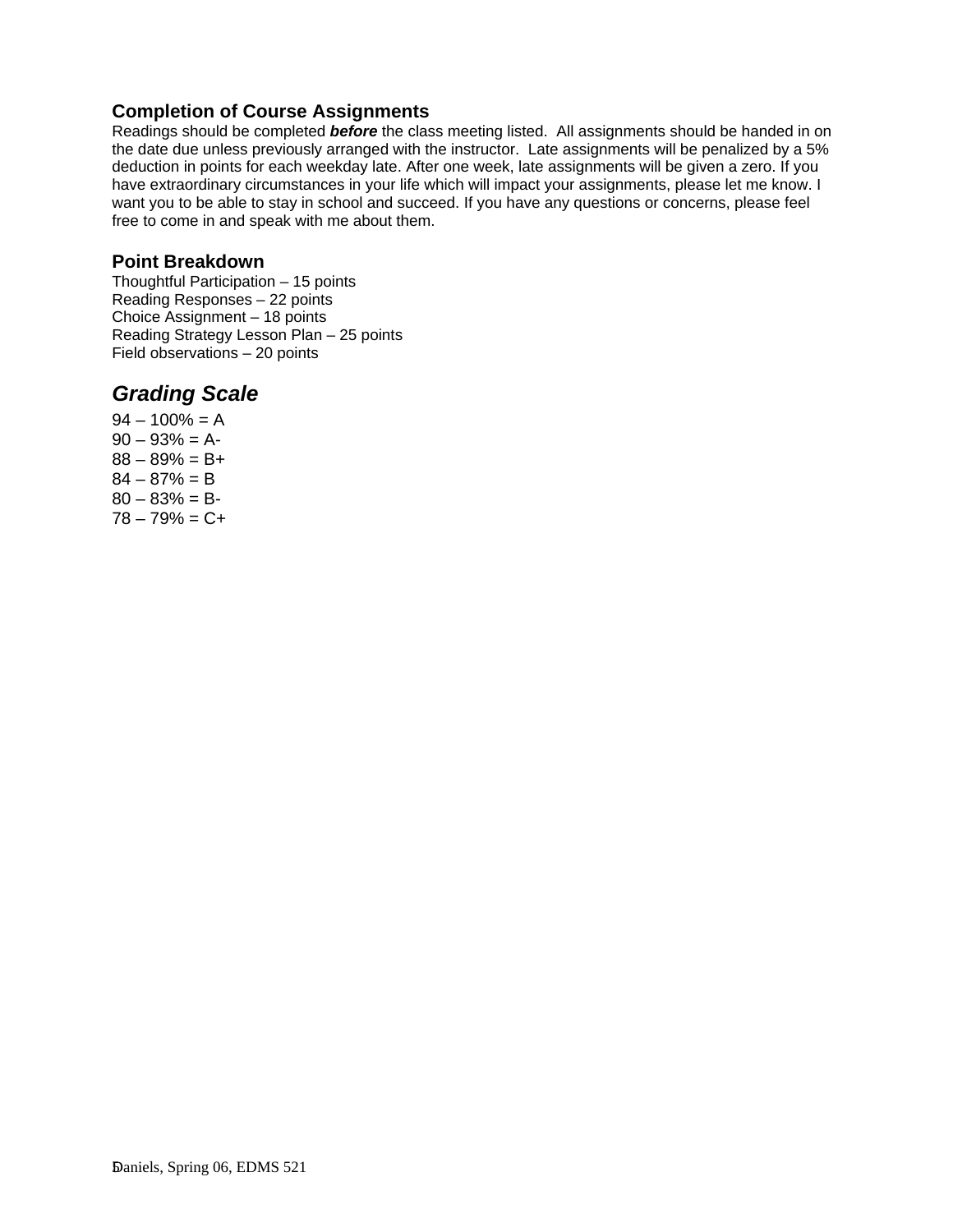### Completion of Course Assignments

Readings should be completed ***before*** the class meeting listed. All assignments should be handed in on the date due unless previously arranged with the instructor. Late assignments will be penalized by a 5% deduction in points for each weekday late. After one week, late assignments will be given a zero. If you have extraordinary circumstances in your life which will impact your assignments, please let me know. I want you to be able to stay in school and succeed. If you have any questions or concerns, please feel free to come in and speak with me about them.

### Point Breakdown

Thoughtful Participation – 15 points
Reading Responses – 22 points
Choice Assignment – 18 points
Reading Strategy Lesson Plan – 25 points
Field observations – 20 points

## *Grading Scale*

94 – 100% = A
90 – 93% = A-
88 – 89% = B+
84 – 87% = B
80 – 83% = B-
78 – 79% = C+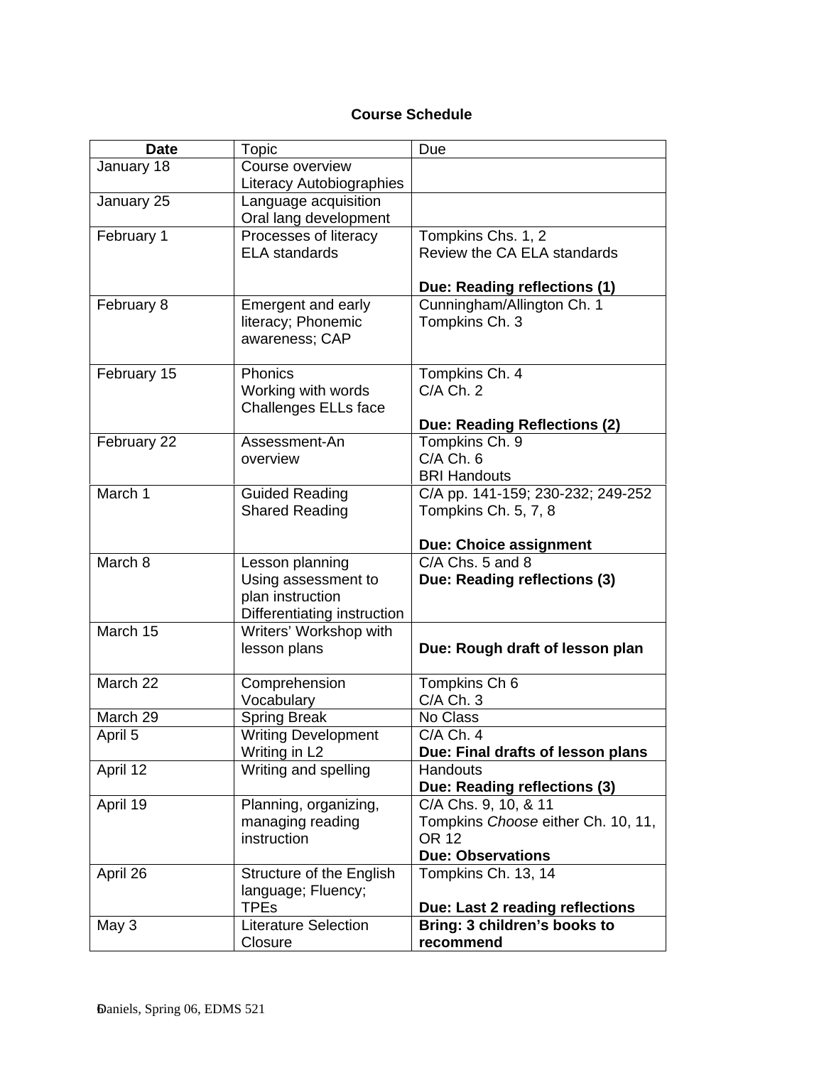## Course Schedule

| Date | Topic | Due |
|---|---|---|
| January 18 | Course overview<br>Literacy Autobiographies | |
| January 25 | Language acquisition<br>Oral lang development | |
| February 1 | Processes of literacy<br>ELA standards | Tompkins Chs. 1, 2<br>Review the CA ELA standards<br><br>**Due: Reading reflections (1)** |
| February 8 | Emergent and early literacy; Phonemic awareness; CAP | Cunningham/Allington Ch. 1<br>Tompkins Ch. 3 |
| February 15 | Phonics<br>Working with words<br>Challenges ELLs face | Tompkins Ch. 4<br>C/A Ch. 2<br><br>**Due: Reading Reflections (2)** |
| February 22 | Assessment-An overview | Tompkins Ch. 9<br>C/A Ch. 6<br>BRI Handouts |
| March 1 | Guided Reading<br>Shared Reading | C/A pp. 141-159; 230-232; 249-252<br>Tompkins Ch. 5, 7, 8<br><br>**Due: Choice assignment** |
| March 8 | Lesson planning<br>Using assessment to plan instruction<br>Differentiating instruction | C/A Chs. 5 and 8<br>**Due: Reading reflections (3)** |
| March 15 | Writers' Workshop with lesson plans | **Due: Rough draft of lesson plan** |
| March 22 | Comprehension<br>Vocabulary | Tompkins Ch 6<br>C/A Ch. 3 |
| March 29 | Spring Break | No Class |
| April 5 | Writing Development<br>Writing in L2 | C/A Ch. 4<br>**Due: Final drafts of lesson plans** |
| April 12 | Writing and spelling | Handouts<br>**Due: Reading reflections (3)** |
| April 19 | Planning, organizing, managing reading instruction | C/A Chs. 9, 10, & 11<br>Tompkins *Choose* either Ch. 10, 11, OR 12<br>**Due: Observations** |
| April 26 | Structure of the English language; Fluency; TPEs | Tompkins Ch. 13, 14<br><br>**Due: Last 2 reading reflections** |
| May 3 | Literature Selection<br>Closure | **Bring: 3 children's books to recommend** |